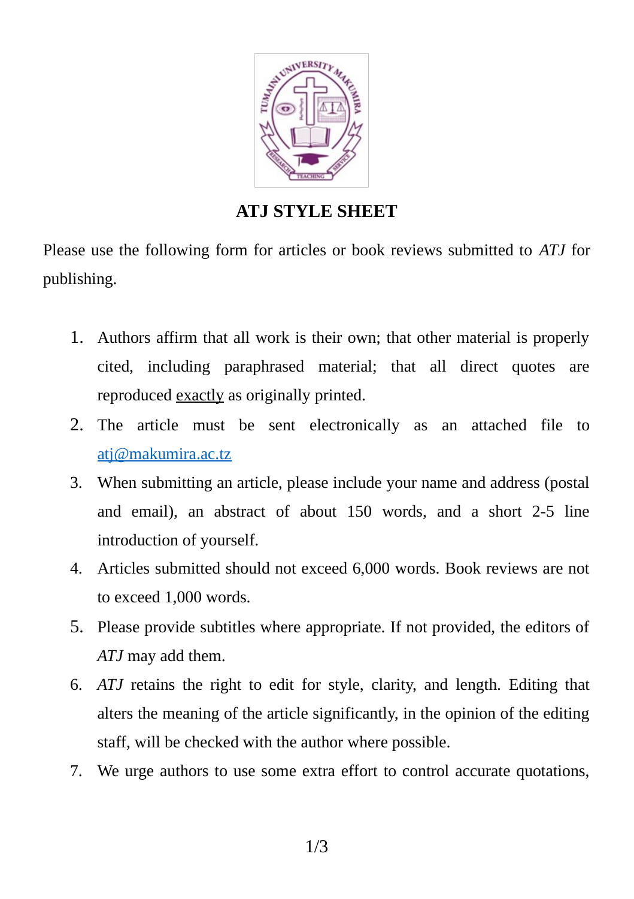# ATJ STYLE SHEET

Please use the following form for articles or book reviews submitted to *ATJ* for publishing.

1. Authors affirm that all work is their own; that other material is properly cited, including paraphrased material; that all direct quotes are reproduced exactly as originally printed.
2. The article must be sent electronically as an attached file to atj@makumira.ac.tz
3. When submitting an article, please include your name and address (postal and email), an abstract of about 150 words, and a short 2-5 line introduction of yourself.
4. Articles submitted should not exceed 6,000 words. Book reviews are not to exceed 1,000 words.
5. Please provide subtitles where appropriate. If not provided, the editors of *ATJ* may add them.
6. *ATJ* retains the right to edit for style, clarity, and length. Editing that alters the meaning of the article significantly, in the opinion of the editing staff, will be checked with the author where possible.
7. We urge authors to use some extra effort to control accurate quotations,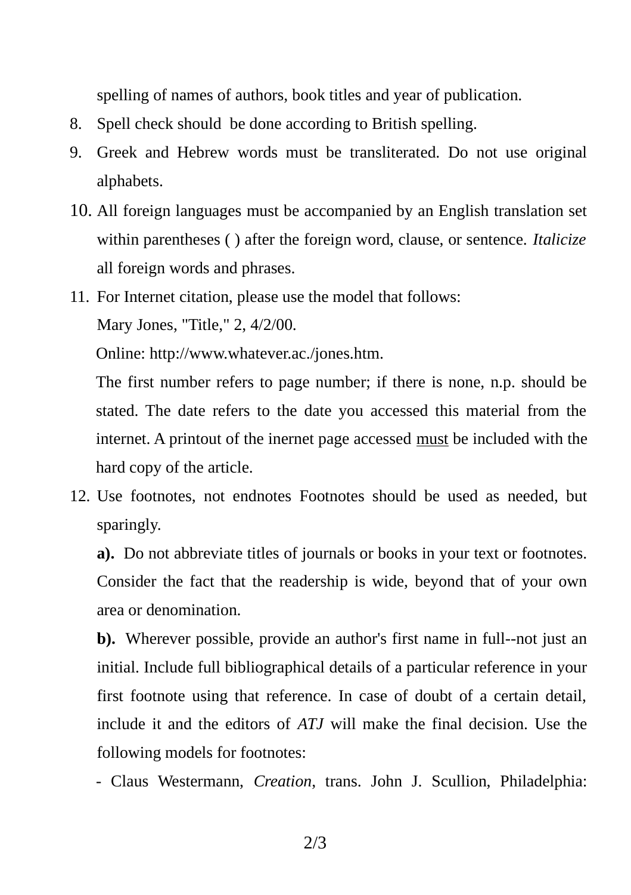spelling of names of authors, book titles and year of publication.

8. Spell check should be done according to British spelling.
9. Greek and Hebrew words must be transliterated. Do not use original alphabets.
10. All foreign languages must be accompanied by an English translation set within parentheses ( ) after the foreign word, clause, or sentence. *Italicize* all foreign words and phrases.
11. For Internet citation, please use the model that follows:

    Mary Jones, "Title," 2, 4/2/00.

    Online: http://www.whatever.ac./jones.htm.

    The first number refers to page number; if there is none, n.p. should be stated. The date refers to the date you accessed this material from the internet. A printout of the inernet page accessed <u>must</u> be included with the hard copy of the article.
12. Use footnotes, not endnotes Footnotes should be used as needed, but sparingly.

    **a).** Do not abbreviate titles of journals or books in your text or footnotes. Consider the fact that the readership is wide, beyond that of your own area or denomination.

    **b).** Wherever possible, provide an author's first name in full--not just an initial. Include full bibliographical details of a particular reference in your first footnote using that reference. In case of doubt of a certain detail, include it and the editors of *ATJ* will make the final decision. Use the following models for footnotes:

    - Claus Westermann, *Creation*, trans. John J. Scullion, Philadelphia: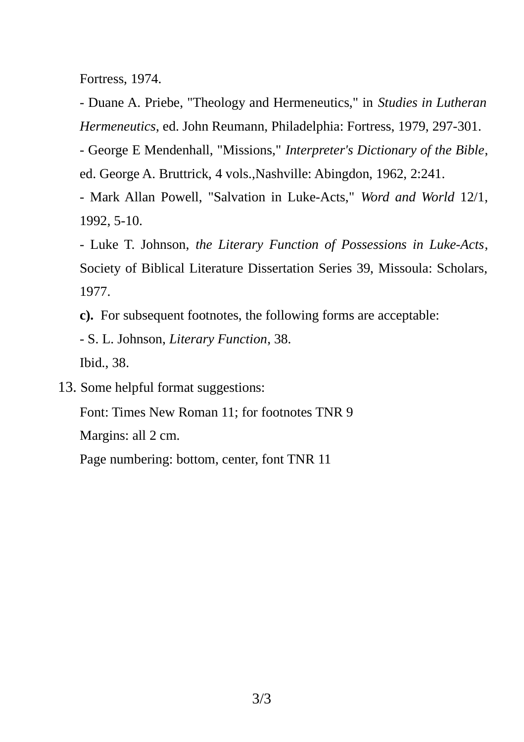Fortress, 1974.

- Duane A. Priebe, "Theology and Hermeneutics," in *Studies in Lutheran Hermeneutics*, ed. John Reumann, Philadelphia: Fortress, 1979, 297-301.

- George E Mendenhall, "Missions," *Interpreter's Dictionary of the Bible*, ed. George A. Bruttrick, 4 vols.,Nashville: Abingdon, 1962, 2:241.

- Mark Allan Powell, "Salvation in Luke-Acts," *Word and World* 12/1, 1992, 5-10.

- Luke T. Johnson, *the Literary Function of Possessions in Luke-Acts*, Society of Biblical Literature Dissertation Series 39, Missoula: Scholars, 1977.

**c).** For subsequent footnotes, the following forms are acceptable:

- S. L. Johnson, *Literary Function*, 38.

Ibid., 38.

13. Some helpful format suggestions:

Font: Times New Roman 11; for footnotes TNR 9

Margins: all 2 cm.

Page numbering: bottom, center, font TNR 11